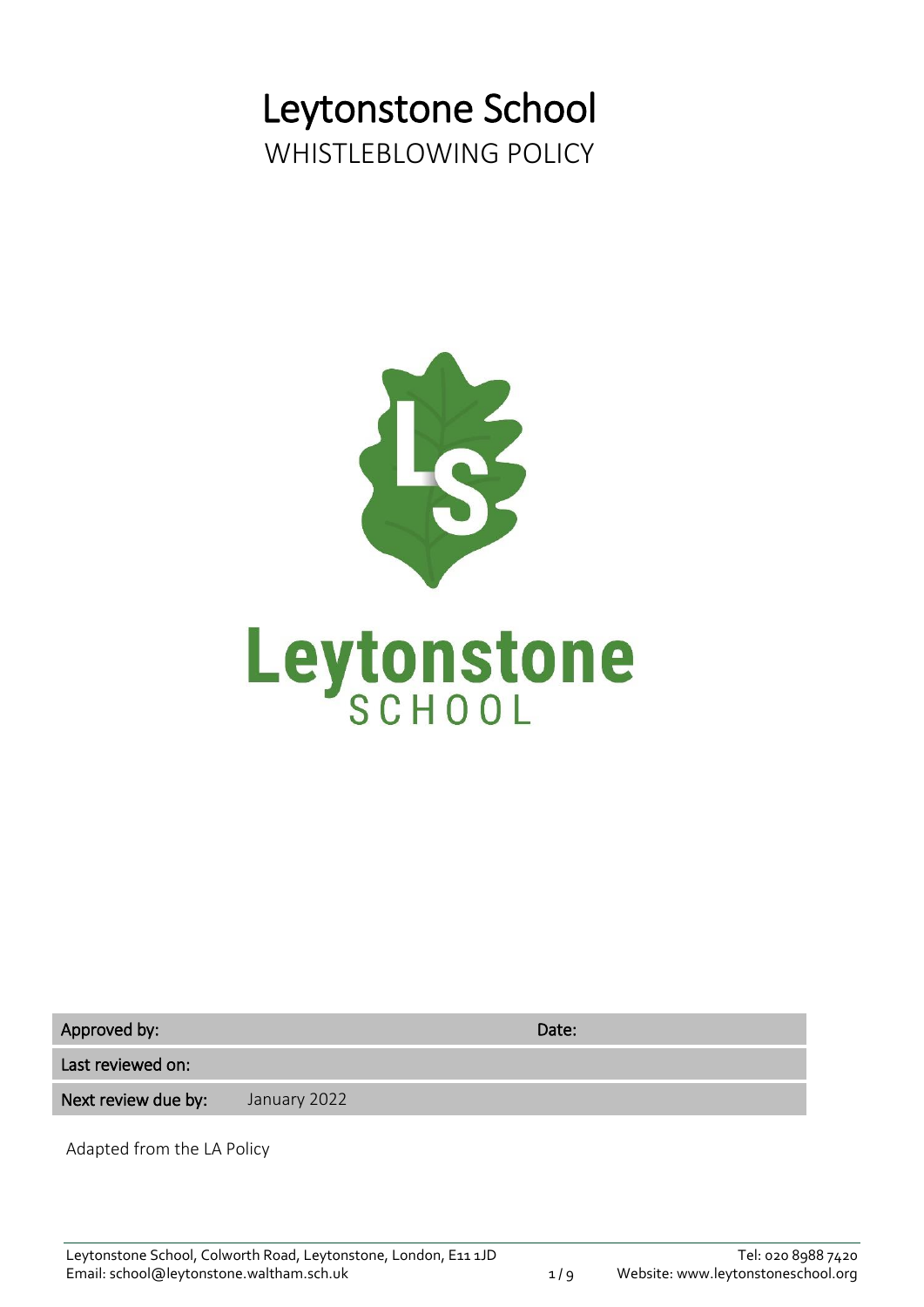# Leytonstone School

## WHISTLEBLOWING POLICY

| Approved by: | | Date: |
|---|---|---|
| Last reviewed on: | | |
| Next review due by: | January 2022 | |

Adapted from the LA Policy

Leytonstone School, Colworth Road, Leytonstone, London, E11 1JD
Email: school@leytonstone.waltham.sch.uk

Tel: 020 8988 7420
Website: www.leytonstoneschool.org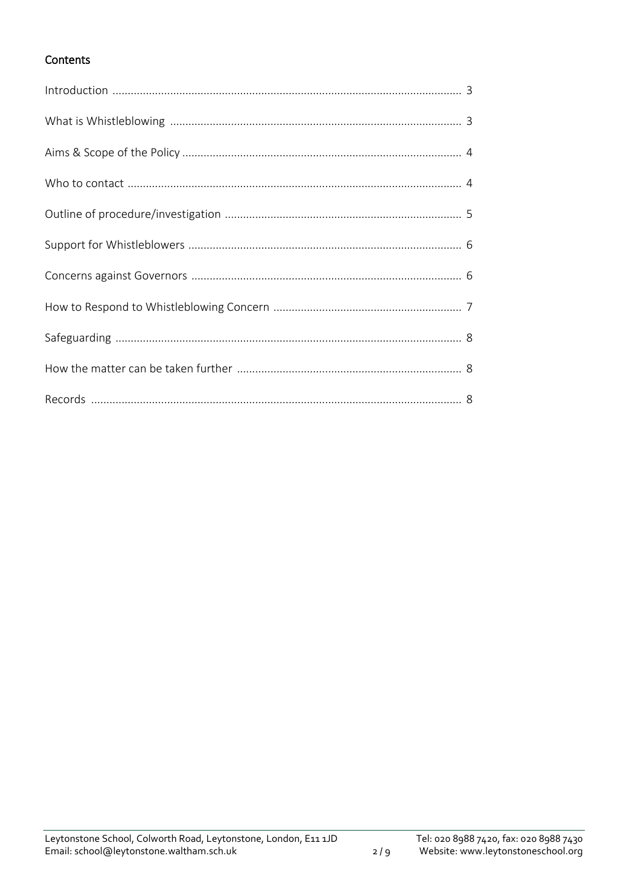## Contents

| | |
|---|---|
| Introduction | 3 |
| What is Whistleblowing | 3 |
| Aims & Scope of the Policy | 4 |
| Who to contact | 4 |
| Outline of procedure/investigation | 5 |
| Support for Whistleblowers | 6 |
| Concerns against Governors | 6 |
| How to Respond to Whistleblowing Concern | 7 |
| Safeguarding | 8 |
| How the matter can be taken further | 8 |
| Records | 8 |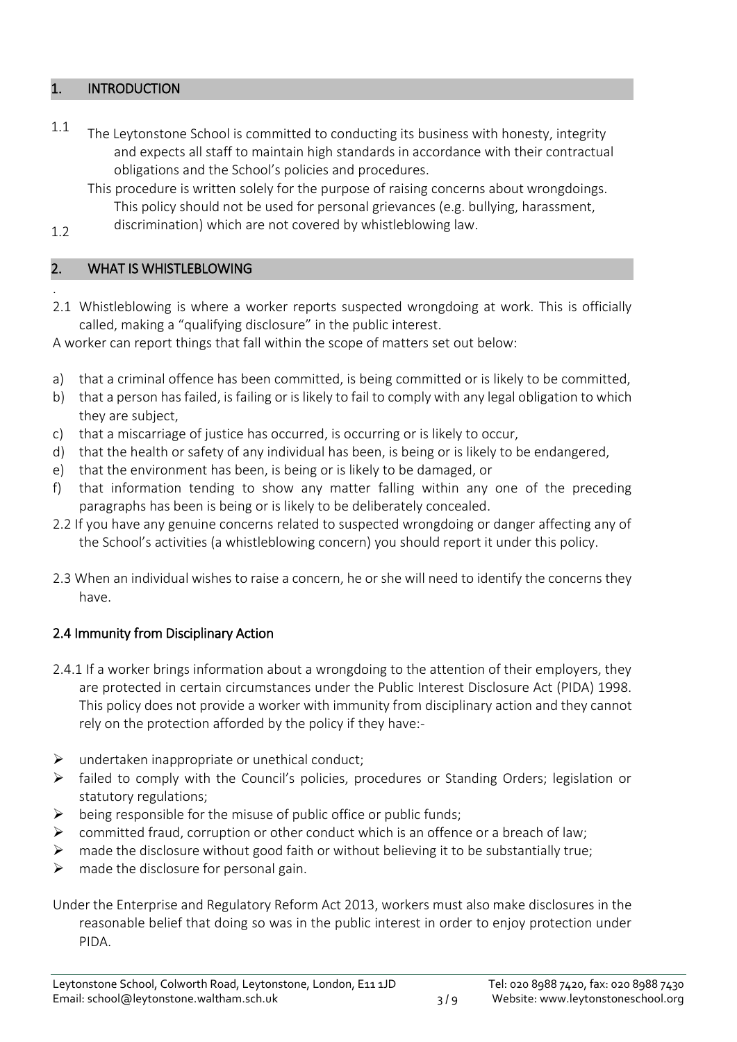## 1. INTRODUCTION

1.1 The Leytonstone School is committed to conducting its business with honesty, integrity and expects all staff to maintain high standards in accordance with their contractual obligations and the School's policies and procedures.

1.2 This procedure is written solely for the purpose of raising concerns about wrongdoings. This policy should not be used for personal grievances (e.g. bullying, harassment, discrimination) which are not covered by whistleblowing law.

## 2. WHAT IS WHISTLEBLOWING

2.1 Whistleblowing is where a worker reports suspected wrongdoing at work. This is officially called, making a "qualifying disclosure" in the public interest.

A worker can report things that fall within the scope of matters set out below:

a) that a criminal offence has been committed, is being committed or is likely to be committed,
b) that a person has failed, is failing or is likely to fail to comply with any legal obligation to which they are subject,
c) that a miscarriage of justice has occurred, is occurring or is likely to occur,
d) that the health or safety of any individual has been, is being or is likely to be endangered,
e) that the environment has been, is being or is likely to be damaged, or
f) that information tending to show any matter falling within any one of the preceding paragraphs has been is being or is likely to be deliberately concealed.

2.2 If you have any genuine concerns related to suspected wrongdoing or danger affecting any of the School's activities (a whistleblowing concern) you should report it under this policy.

2.3 When an individual wishes to raise a concern, he or she will need to identify the concerns they have.

### 2.4 Immunity from Disciplinary Action

2.4.1 If a worker brings information about a wrongdoing to the attention of their employers, they are protected in certain circumstances under the Public Interest Disclosure Act (PIDA) 1998. This policy does not provide a worker with immunity from disciplinary action and they cannot rely on the protection afforded by the policy if they have:-

- undertaken inappropriate or unethical conduct;
- failed to comply with the Council's policies, procedures or Standing Orders; legislation or statutory regulations;
- being responsible for the misuse of public office or public funds;
- committed fraud, corruption or other conduct which is an offence or a breach of law;
- made the disclosure without good faith or without believing it to be substantially true;
- made the disclosure for personal gain.

Under the Enterprise and Regulatory Reform Act 2013, workers must also make disclosures in the reasonable belief that doing so was in the public interest in order to enjoy protection under PIDA.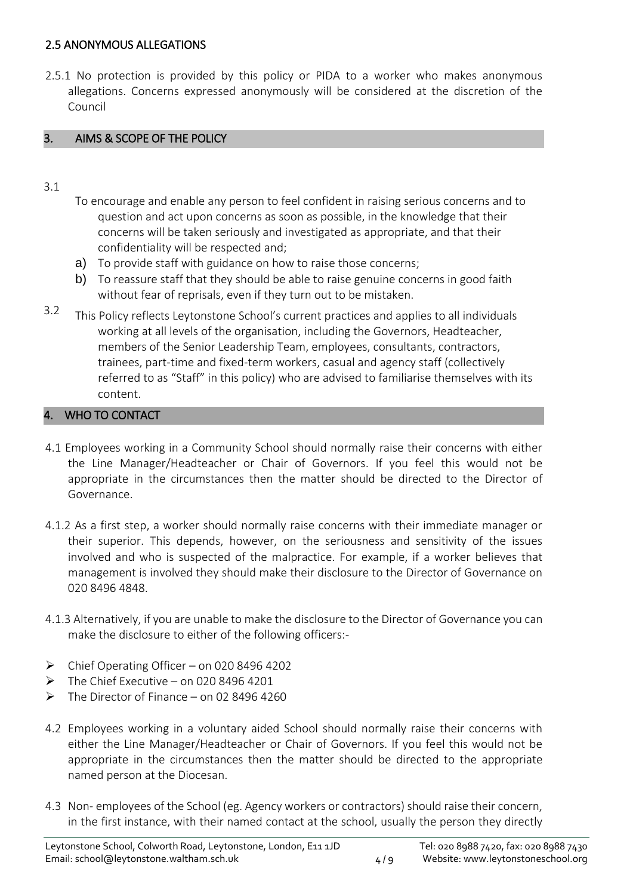### 2.5 ANONYMOUS ALLEGATIONS

2.5.1 No protection is provided by this policy or PIDA to a worker who makes anonymous allegations. Concerns expressed anonymously will be considered at the discretion of the Council

## 3. AIMS & SCOPE OF THE POLICY

3.1

To encourage and enable any person to feel confident in raising serious concerns and to question and act upon concerns as soon as possible, in the knowledge that their concerns will be taken seriously and investigated as appropriate, and that their confidentiality will be respected and;

a) To provide staff with guidance on how to raise those concerns;

b) To reassure staff that they should be able to raise genuine concerns in good faith without fear of reprisals, even if they turn out to be mistaken.

3.2 This Policy reflects Leytonstone School's current practices and applies to all individuals working at all levels of the organisation, including the Governors, Headteacher, members of the Senior Leadership Team, employees, consultants, contractors, trainees, part-time and fixed-term workers, casual and agency staff (collectively referred to as "Staff" in this policy) who are advised to familiarise themselves with its content.

## 4. WHO TO CONTACT

4.1 Employees working in a Community School should normally raise their concerns with either the Line Manager/Headteacher or Chair of Governors. If you feel this would not be appropriate in the circumstances then the matter should be directed to the Director of Governance.

4.1.2 As a first step, a worker should normally raise concerns with their immediate manager or their superior. This depends, however, on the seriousness and sensitivity of the issues involved and who is suspected of the malpractice. For example, if a worker believes that management is involved they should make their disclosure to the Director of Governance on 020 8496 4848.

4.1.3 Alternatively, if you are unable to make the disclosure to the Director of Governance you can make the disclosure to either of the following officers:-

- Chief Operating Officer – on 020 8496 4202
- The Chief Executive – on 020 8496 4201
- The Director of Finance – on 02 8496 4260

4.2 Employees working in a voluntary aided School should normally raise their concerns with either the Line Manager/Headteacher or Chair of Governors. If you feel this would not be appropriate in the circumstances then the matter should be directed to the appropriate named person at the Diocesan.

4.3 Non- employees of the School (eg. Agency workers or contractors) should raise their concern, in the first instance, with their named contact at the school, usually the person they directly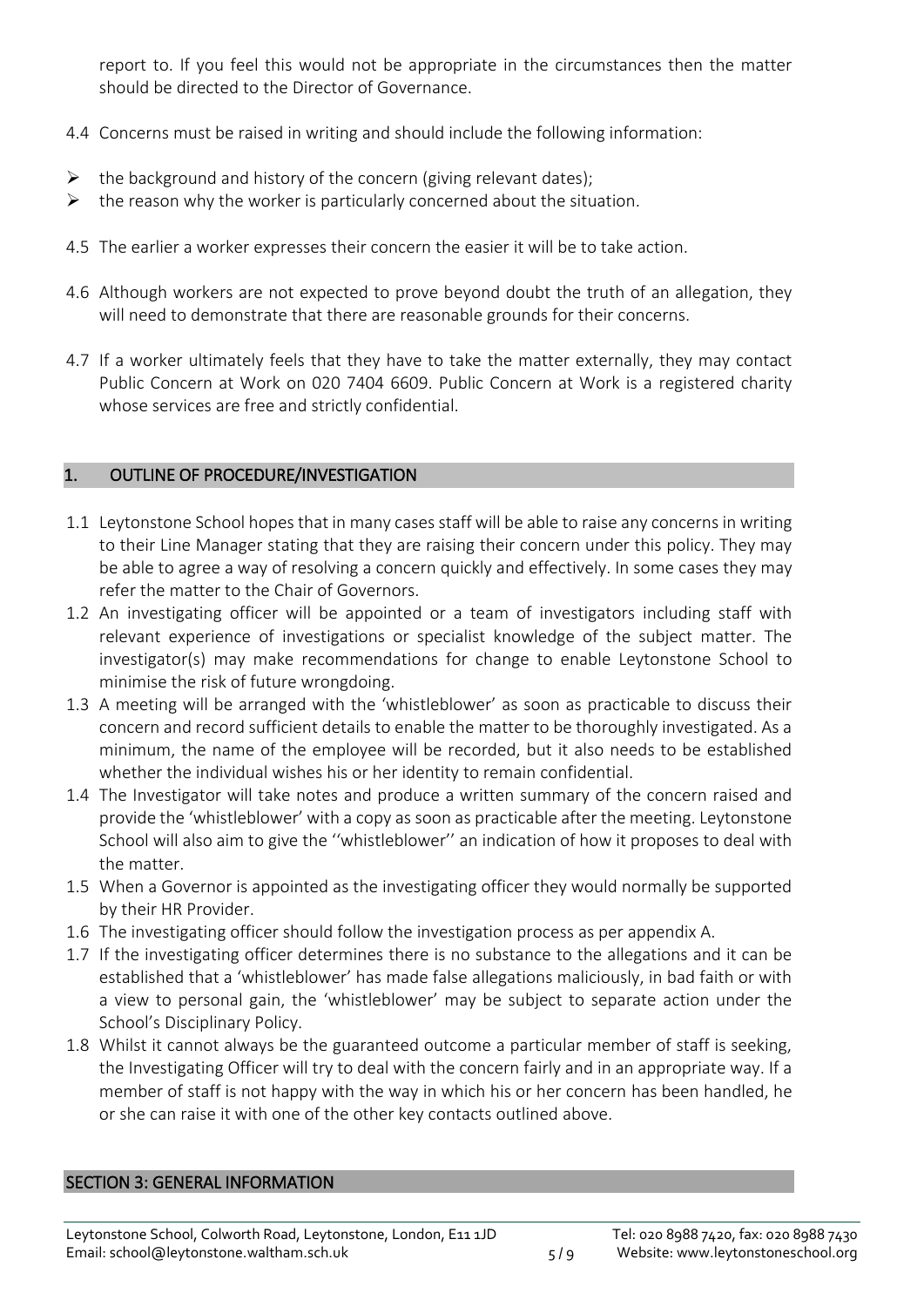report to. If you feel this would not be appropriate in the circumstances then the matter should be directed to the Director of Governance.

4.4 Concerns must be raised in writing and should include the following information:

- the background and history of the concern (giving relevant dates);
- the reason why the worker is particularly concerned about the situation.

4.5 The earlier a worker expresses their concern the easier it will be to take action.

4.6 Although workers are not expected to prove beyond doubt the truth of an allegation, they will need to demonstrate that there are reasonable grounds for their concerns.

4.7 If a worker ultimately feels that they have to take the matter externally, they may contact Public Concern at Work on 020 7404 6609. Public Concern at Work is a registered charity whose services are free and strictly confidential.

## 1. OUTLINE OF PROCEDURE/INVESTIGATION

1.1 Leytonstone School hopes that in many cases staff will be able to raise any concerns in writing to their Line Manager stating that they are raising their concern under this policy. They may be able to agree a way of resolving a concern quickly and effectively. In some cases they may refer the matter to the Chair of Governors.

1.2 An investigating officer will be appointed or a team of investigators including staff with relevant experience of investigations or specialist knowledge of the subject matter. The investigator(s) may make recommendations for change to enable Leytonstone School to minimise the risk of future wrongdoing.

1.3 A meeting will be arranged with the 'whistleblower' as soon as practicable to discuss their concern and record sufficient details to enable the matter to be thoroughly investigated. As a minimum, the name of the employee will be recorded, but it also needs to be established whether the individual wishes his or her identity to remain confidential.

1.4 The Investigator will take notes and produce a written summary of the concern raised and provide the 'whistleblower' with a copy as soon as practicable after the meeting. Leytonstone School will also aim to give the ''whistleblower'' an indication of how it proposes to deal with the matter.

1.5 When a Governor is appointed as the investigating officer they would normally be supported by their HR Provider.

1.6 The investigating officer should follow the investigation process as per appendix A.

1.7 If the investigating officer determines there is no substance to the allegations and it can be established that a 'whistleblower' has made false allegations maliciously, in bad faith or with a view to personal gain, the 'whistleblower' may be subject to separate action under the School's Disciplinary Policy.

1.8 Whilst it cannot always be the guaranteed outcome a particular member of staff is seeking, the Investigating Officer will try to deal with the concern fairly and in an appropriate way. If a member of staff is not happy with the way in which his or her concern has been handled, he or she can raise it with one of the other key contacts outlined above.

## SECTION 3: GENERAL INFORMATION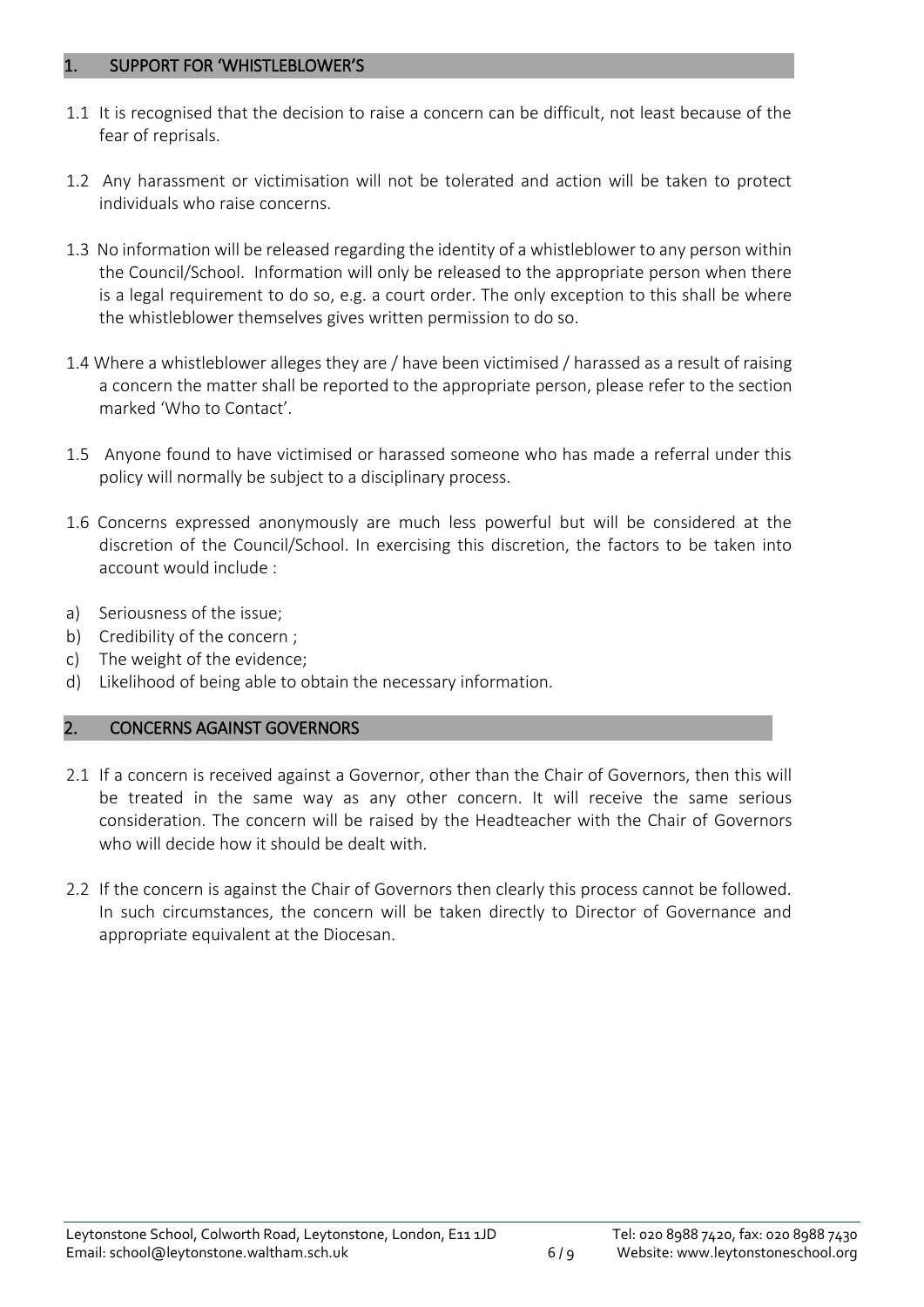## 1. SUPPORT FOR 'WHISTLEBLOWER'S

1.1 It is recognised that the decision to raise a concern can be difficult, not least because of the fear of reprisals.

1.2 Any harassment or victimisation will not be tolerated and action will be taken to protect individuals who raise concerns.

1.3 No information will be released regarding the identity of a whistleblower to any person within the Council/School. Information will only be released to the appropriate person when there is a legal requirement to do so, e.g. a court order. The only exception to this shall be where the whistleblower themselves gives written permission to do so.

1.4 Where a whistleblower alleges they are / have been victimised / harassed as a result of raising a concern the matter shall be reported to the appropriate person, please refer to the section marked 'Who to Contact'.

1.5 Anyone found to have victimised or harassed someone who has made a referral under this policy will normally be subject to a disciplinary process.

1.6 Concerns expressed anonymously are much less powerful but will be considered at the discretion of the Council/School. In exercising this discretion, the factors to be taken into account would include :

a) Seriousness of the issue;
b) Credibility of the concern ;
c) The weight of the evidence;
d) Likelihood of being able to obtain the necessary information.

## 2. CONCERNS AGAINST GOVERNORS

2.1 If a concern is received against a Governor, other than the Chair of Governors, then this will be treated in the same way as any other concern. It will receive the same serious consideration. The concern will be raised by the Headteacher with the Chair of Governors who will decide how it should be dealt with.

2.2 If the concern is against the Chair of Governors then clearly this process cannot be followed. In such circumstances, the concern will be taken directly to Director of Governance and appropriate equivalent at the Diocesan.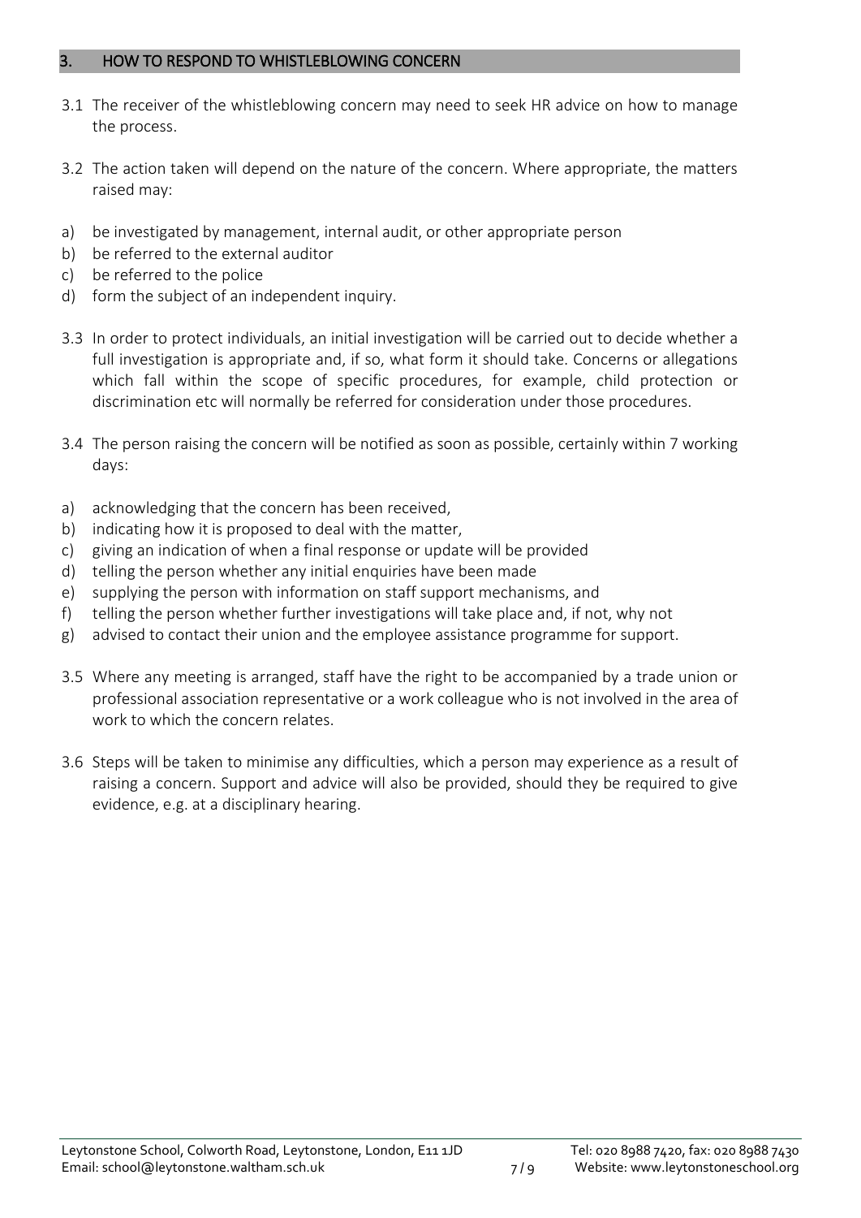## 3. HOW TO RESPOND TO WHISTLEBLOWING CONCERN

3.1 The receiver of the whistleblowing concern may need to seek HR advice on how to manage the process.

3.2 The action taken will depend on the nature of the concern. Where appropriate, the matters raised may:

a) be investigated by management, internal audit, or other appropriate person
b) be referred to the external auditor
c) be referred to the police
d) form the subject of an independent inquiry.

3.3 In order to protect individuals, an initial investigation will be carried out to decide whether a full investigation is appropriate and, if so, what form it should take. Concerns or allegations which fall within the scope of specific procedures, for example, child protection or discrimination etc will normally be referred for consideration under those procedures.

3.4 The person raising the concern will be notified as soon as possible, certainly within 7 working days:

a) acknowledging that the concern has been received,
b) indicating how it is proposed to deal with the matter,
c) giving an indication of when a final response or update will be provided
d) telling the person whether any initial enquiries have been made
e) supplying the person with information on staff support mechanisms, and
f) telling the person whether further investigations will take place and, if not, why not
g) advised to contact their union and the employee assistance programme for support.

3.5 Where any meeting is arranged, staff have the right to be accompanied by a trade union or professional association representative or a work colleague who is not involved in the area of work to which the concern relates.

3.6 Steps will be taken to minimise any difficulties, which a person may experience as a result of raising a concern. Support and advice will also be provided, should they be required to give evidence, e.g. at a disciplinary hearing.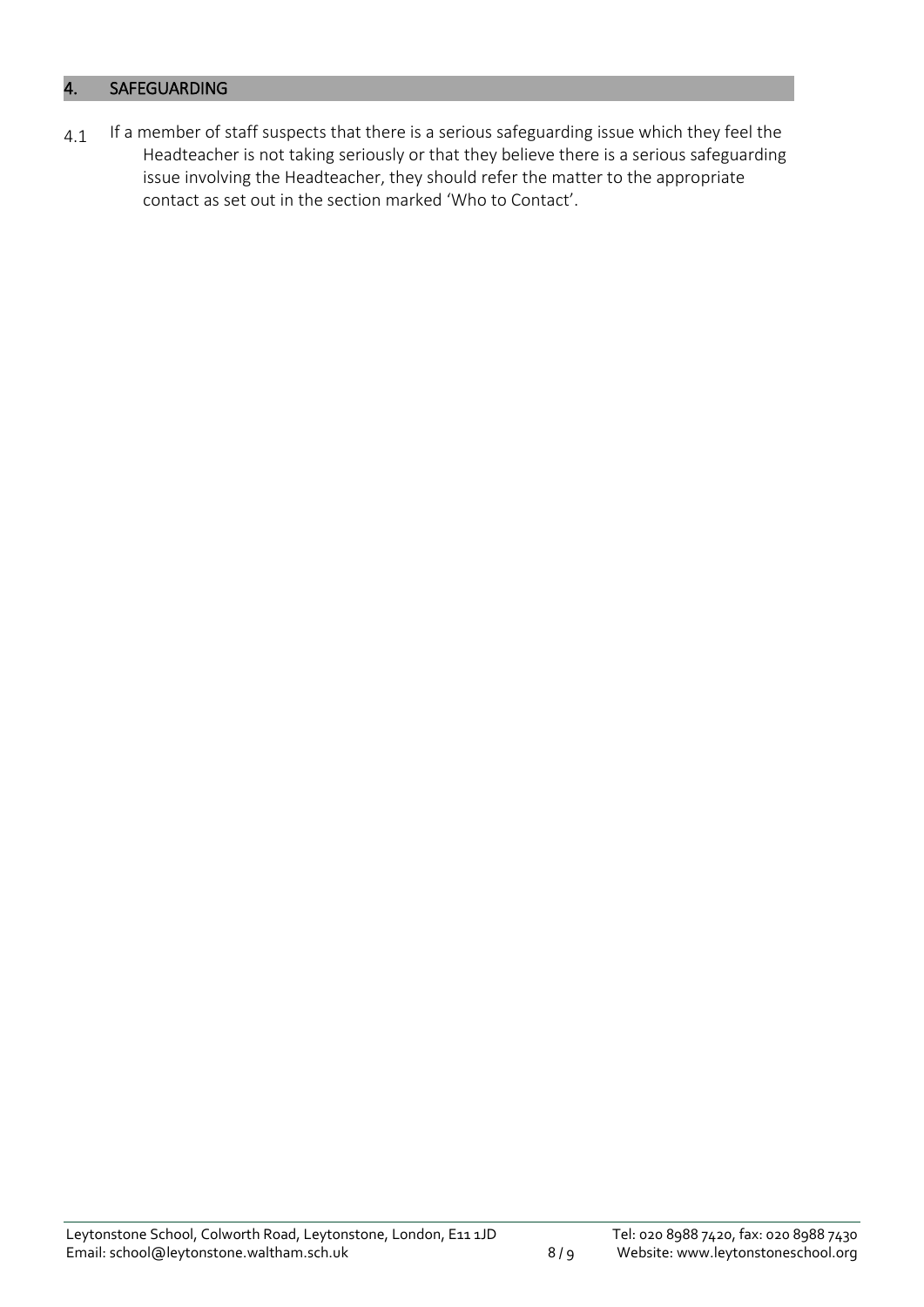## 4. SAFEGUARDING

4.1 If a member of staff suspects that there is a serious safeguarding issue which they feel the Headteacher is not taking seriously or that they believe there is a serious safeguarding issue involving the Headteacher, they should refer the matter to the appropriate contact as set out in the section marked 'Who to Contact'.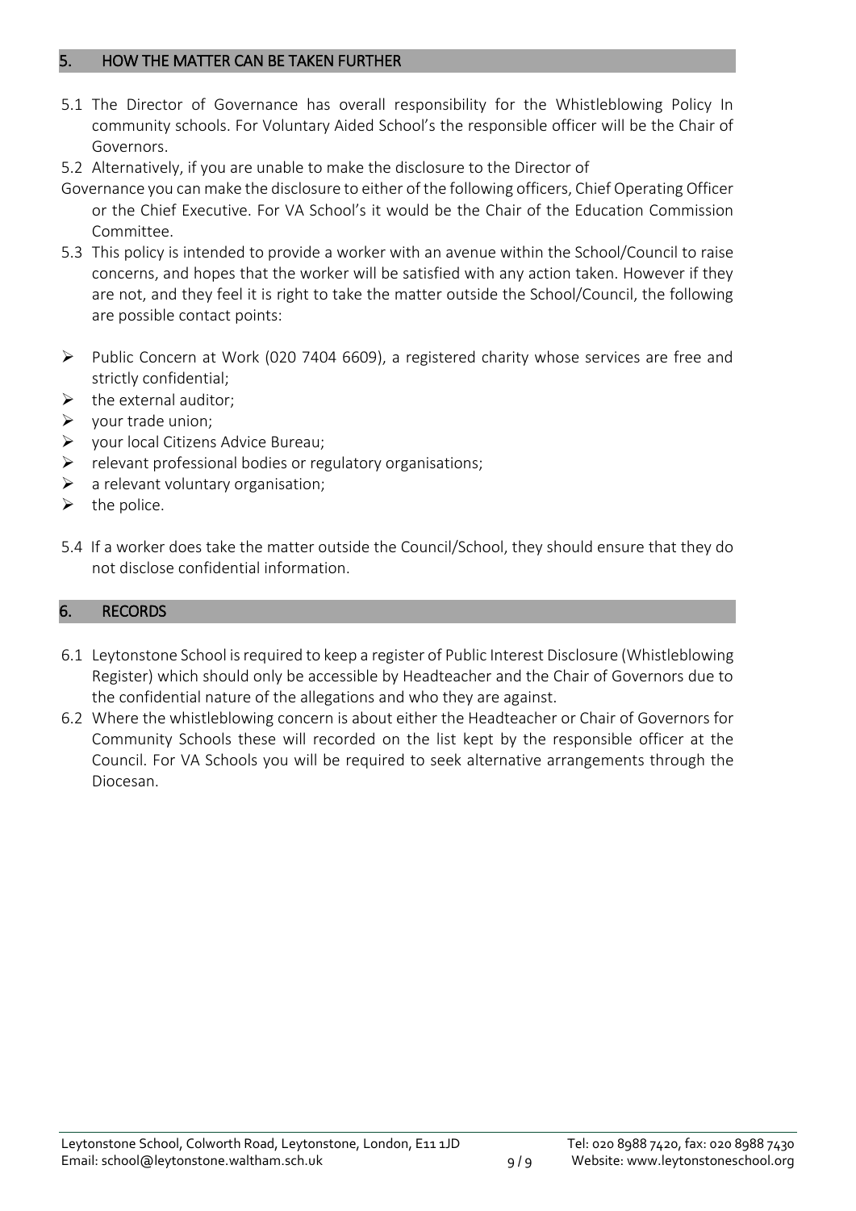## 5. HOW THE MATTER CAN BE TAKEN FURTHER

5.1 The Director of Governance has overall responsibility for the Whistleblowing Policy In community schools. For Voluntary Aided School's the responsible officer will be the Chair of Governors.

5.2 Alternatively, if you are unable to make the disclosure to the Director of Governance you can make the disclosure to either of the following officers, Chief Operating Officer or the Chief Executive. For VA School's it would be the Chair of the Education Commission Committee.

5.3 This policy is intended to provide a worker with an avenue within the School/Council to raise concerns, and hopes that the worker will be satisfied with any action taken. However if they are not, and they feel it is right to take the matter outside the School/Council, the following are possible contact points:

- Public Concern at Work (020 7404 6609), a registered charity whose services are free and strictly confidential;
- the external auditor;
- your trade union;
- your local Citizens Advice Bureau;
- relevant professional bodies or regulatory organisations;
- a relevant voluntary organisation;
- the police.

5.4 If a worker does take the matter outside the Council/School, they should ensure that they do not disclose confidential information.

## 6. RECORDS

6.1 Leytonstone School is required to keep a register of Public Interest Disclosure (Whistleblowing Register) which should only be accessible by Headteacher and the Chair of Governors due to the confidential nature of the allegations and who they are against.

6.2 Where the whistleblowing concern is about either the Headteacher or Chair of Governors for Community Schools these will recorded on the list kept by the responsible officer at the Council. For VA Schools you will be required to seek alternative arrangements through the Diocesan.